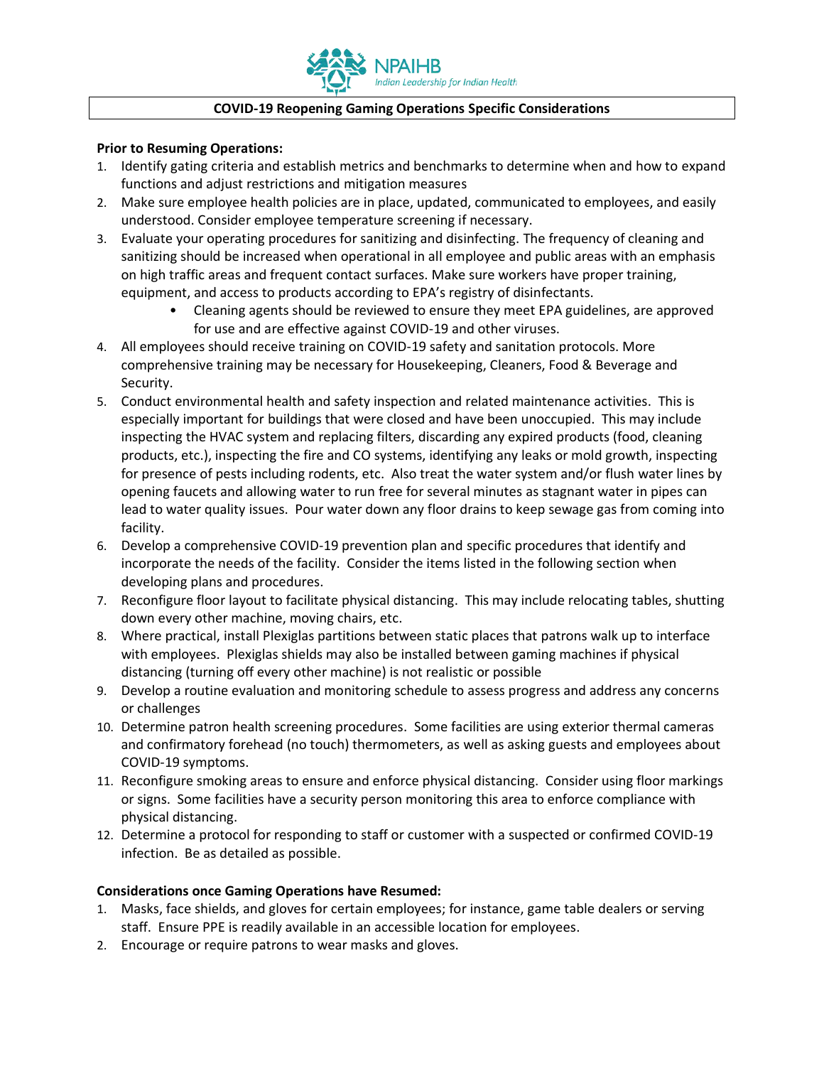NPAIHB
*Indian Leadership for Indian Health*

# COVID-19 Reopening Gaming Operations Specific Considerations

**Prior to Resuming Operations:**

1. Identify gating criteria and establish metrics and benchmarks to determine when and how to expand functions and adjust restrictions and mitigation measures
2. Make sure employee health policies are in place, updated, communicated to employees, and easily understood. Consider employee temperature screening if necessary.
3. Evaluate your operating procedures for sanitizing and disinfecting. The frequency of cleaning and sanitizing should be increased when operational in all employee and public areas with an emphasis on high traffic areas and frequent contact surfaces. Make sure workers have proper training, equipment, and access to products according to EPA's registry of disinfectants.
   - Cleaning agents should be reviewed to ensure they meet EPA guidelines, are approved for use and are effective against COVID-19 and other viruses.
4. All employees should receive training on COVID-19 safety and sanitation protocols. More comprehensive training may be necessary for Housekeeping, Cleaners, Food & Beverage and Security.
5. Conduct environmental health and safety inspection and related maintenance activities. This is especially important for buildings that were closed and have been unoccupied. This may include inspecting the HVAC system and replacing filters, discarding any expired products (food, cleaning products, etc.), inspecting the fire and CO systems, identifying any leaks or mold growth, inspecting for presence of pests including rodents, etc. Also treat the water system and/or flush water lines by opening faucets and allowing water to run free for several minutes as stagnant water in pipes can lead to water quality issues. Pour water down any floor drains to keep sewage gas from coming into facility.
6. Develop a comprehensive COVID-19 prevention plan and specific procedures that identify and incorporate the needs of the facility. Consider the items listed in the following section when developing plans and procedures.
7. Reconfigure floor layout to facilitate physical distancing. This may include relocating tables, shutting down every other machine, moving chairs, etc.
8. Where practical, install Plexiglas partitions between static places that patrons walk up to interface with employees. Plexiglas shields may also be installed between gaming machines if physical distancing (turning off every other machine) is not realistic or possible
9. Develop a routine evaluation and monitoring schedule to assess progress and address any concerns or challenges
10. Determine patron health screening procedures. Some facilities are using exterior thermal cameras and confirmatory forehead (no touch) thermometers, as well as asking guests and employees about COVID-19 symptoms.
11. Reconfigure smoking areas to ensure and enforce physical distancing. Consider using floor markings or signs. Some facilities have a security person monitoring this area to enforce compliance with physical distancing.
12. Determine a protocol for responding to staff or customer with a suspected or confirmed COVID-19 infection. Be as detailed as possible.

**Considerations once Gaming Operations have Resumed:**

1. Masks, face shields, and gloves for certain employees; for instance, game table dealers or serving staff. Ensure PPE is readily available in an accessible location for employees.
2. Encourage or require patrons to wear masks and gloves.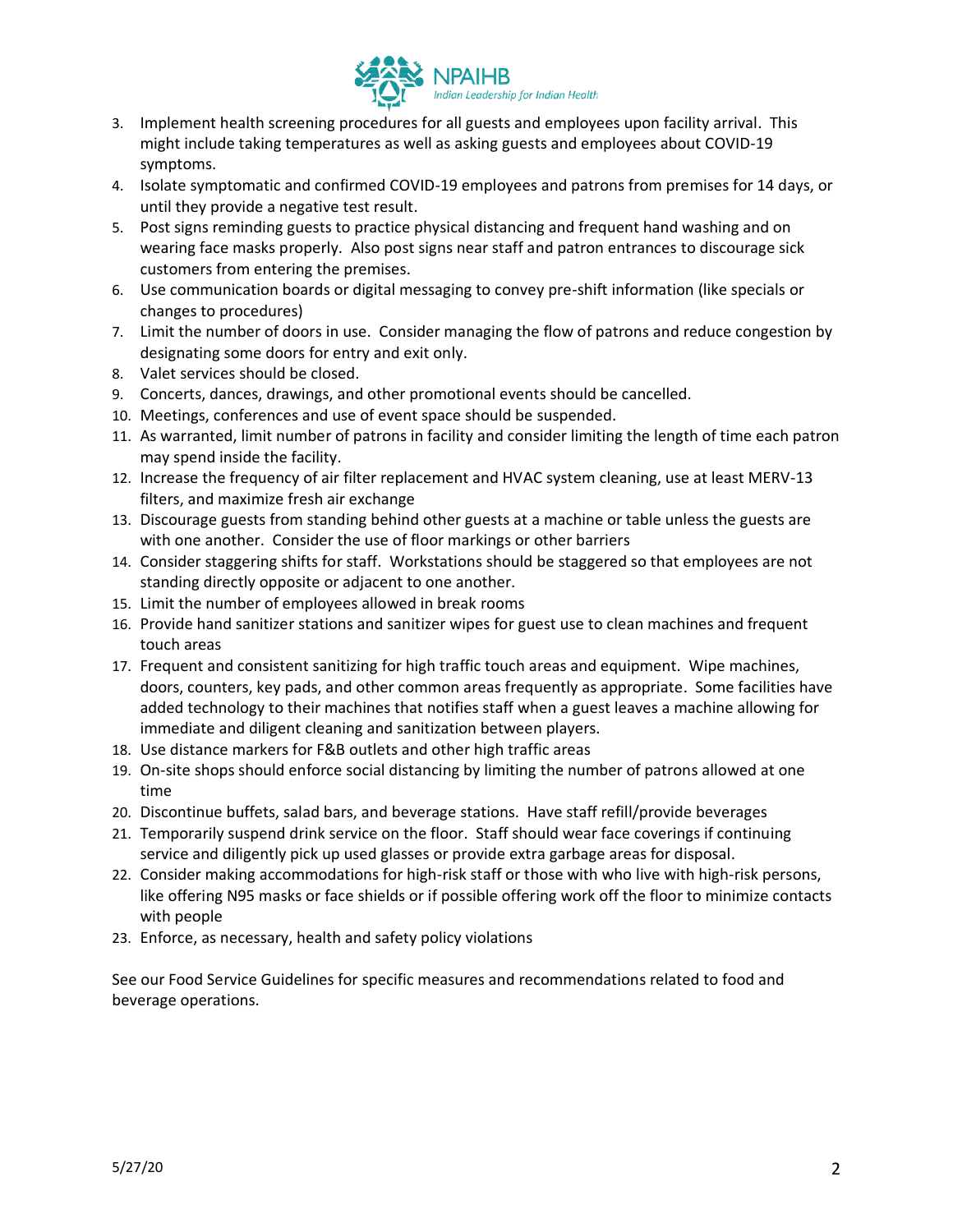3. Implement health screening procedures for all guests and employees upon facility arrival. This might include taking temperatures as well as asking guests and employees about COVID-19 symptoms.
4. Isolate symptomatic and confirmed COVID-19 employees and patrons from premises for 14 days, or until they provide a negative test result.
5. Post signs reminding guests to practice physical distancing and frequent hand washing and on wearing face masks properly. Also post signs near staff and patron entrances to discourage sick customers from entering the premises.
6. Use communication boards or digital messaging to convey pre-shift information (like specials or changes to procedures)
7. Limit the number of doors in use. Consider managing the flow of patrons and reduce congestion by designating some doors for entry and exit only.
8. Valet services should be closed.
9. Concerts, dances, drawings, and other promotional events should be cancelled.
10. Meetings, conferences and use of event space should be suspended.
11. As warranted, limit number of patrons in facility and consider limiting the length of time each patron may spend inside the facility.
12. Increase the frequency of air filter replacement and HVAC system cleaning, use at least MERV-13 filters, and maximize fresh air exchange
13. Discourage guests from standing behind other guests at a machine or table unless the guests are with one another. Consider the use of floor markings or other barriers
14. Consider staggering shifts for staff. Workstations should be staggered so that employees are not standing directly opposite or adjacent to one another.
15. Limit the number of employees allowed in break rooms
16. Provide hand sanitizer stations and sanitizer wipes for guest use to clean machines and frequent touch areas
17. Frequent and consistent sanitizing for high traffic touch areas and equipment. Wipe machines, doors, counters, key pads, and other common areas frequently as appropriate. Some facilities have added technology to their machines that notifies staff when a guest leaves a machine allowing for immediate and diligent cleaning and sanitization between players.
18. Use distance markers for F&B outlets and other high traffic areas
19. On-site shops should enforce social distancing by limiting the number of patrons allowed at one time
20. Discontinue buffets, salad bars, and beverage stations. Have staff refill/provide beverages
21. Temporarily suspend drink service on the floor. Staff should wear face coverings if continuing service and diligently pick up used glasses or provide extra garbage areas for disposal.
22. Consider making accommodations for high-risk staff or those with who live with high-risk persons, like offering N95 masks or face shields or if possible offering work off the floor to minimize contacts with people
23. Enforce, as necessary, health and safety policy violations

See our Food Service Guidelines for specific measures and recommendations related to food and beverage operations.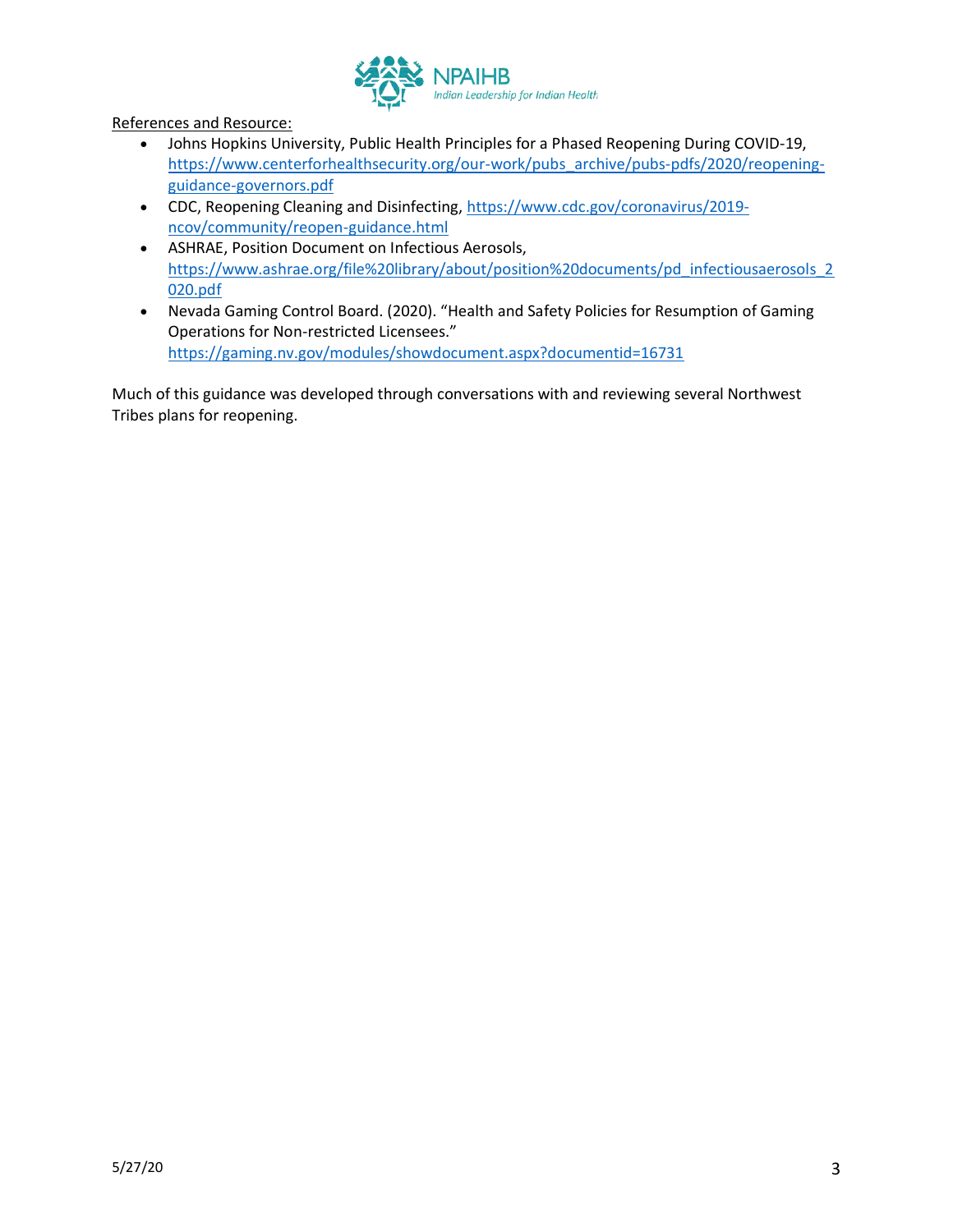References and Resource:

- Johns Hopkins University, Public Health Principles for a Phased Reopening During COVID-19, https://www.centerforhealthsecurity.org/our-work/pubs_archive/pubs-pdfs/2020/reopening-guidance-governors.pdf
- CDC, Reopening Cleaning and Disinfecting, https://www.cdc.gov/coronavirus/2019-ncov/community/reopen-guidance.html
- ASHRAE, Position Document on Infectious Aerosols, https://www.ashrae.org/file%20library/about/position%20documents/pd_infectiousaerosols_2020.pdf
- Nevada Gaming Control Board. (2020). "Health and Safety Policies for Resumption of Gaming Operations for Non-restricted Licensees." https://gaming.nv.gov/modules/showdocument.aspx?documentid=16731

Much of this guidance was developed through conversations with and reviewing several Northwest Tribes plans for reopening.